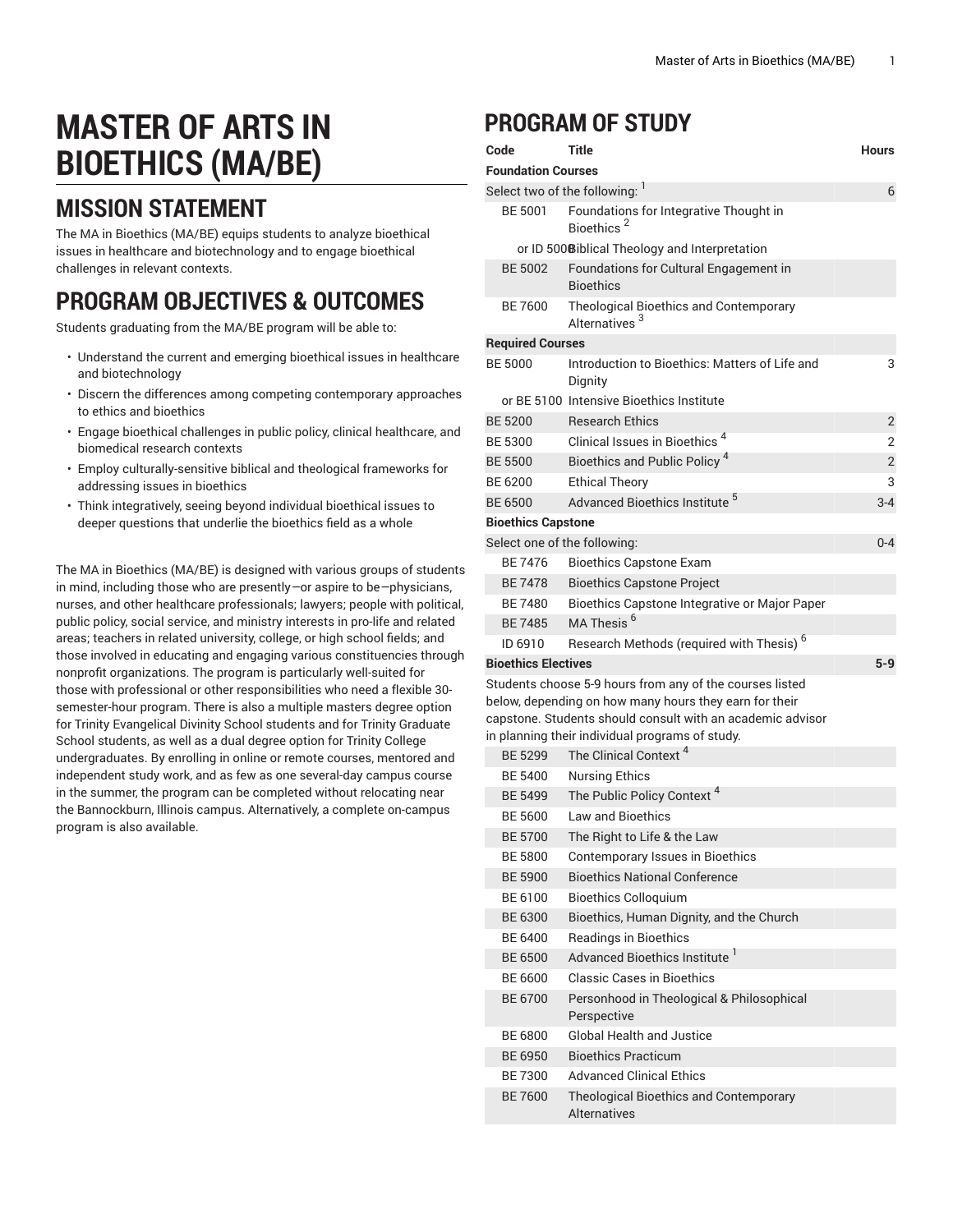# MASTER OF ARTS IN BIOETHICS (MA/BE)

## MISSION STATEMENT

The MA in Bioethics (MA/BE) equips students to analyze bioethical issues in healthcare and biotechnology and to engage bioethical challenges in relevant contexts.

## PROGRAM OBJECTIVES & OUTCOMES

Students graduating from the MA/BE program will be able to:

- Understand the current and emerging bioethical issues in healthcare and biotechnology
- Discern the differences among competing contemporary approaches to ethics and bioethics
- Engage bioethical challenges in public policy, clinical healthcare, and biomedical research contexts
- Employ culturally-sensitive biblical and theological frameworks for addressing issues in bioethics
- Think integratively, seeing beyond individual bioethical issues to deeper questions that underlie the bioethics field as a whole

The MA in Bioethics (MA/BE) is designed with various groups of students in mind, including those who are presently—or aspire to be—physicians, nurses, and other healthcare professionals; lawyers; people with political, public policy, social service, and ministry interests in pro-life and related areas; teachers in related university, college, or high school fields; and those involved in educating and engaging various constituencies through nonprofit organizations. The program is particularly well-suited for those with professional or other responsibilities who need a flexible 30-semester-hour program. There is also a multiple masters degree option for Trinity Evangelical Divinity School students and for Trinity Graduate School students, as well as a dual degree option for Trinity College undergraduates. By enrolling in online or remote courses, mentored and independent study work, and as few as one several-day campus course in the summer, the program can be completed without relocating near the Bannockburn, Illinois campus. Alternatively, a complete on-campus program is also available.

## PROGRAM OF STUDY

| Code | Title | Hours |
|---|---|---|
| **Foundation Courses** | | |
| Select two of the following: [1] | | 6 |
| BE 5001 | Foundations for Integrative Thought in Bioethics [2] | |
| or ID 5000 | Biblical Theology and Interpretation | |
| BE 5002 | Foundations for Cultural Engagement in Bioethics | |
| BE 7600 | Theological Bioethics and Contemporary Alternatives [3] | |
| **Required Courses** | | |
| BE 5000 | Introduction to Bioethics: Matters of Life and Dignity | 3 |
| or BE 5100 | Intensive Bioethics Institute | |
| BE 5200 | Research Ethics | 2 |
| BE 5300 | Clinical Issues in Bioethics [4] | 2 |
| BE 5500 | Bioethics and Public Policy [4] | 2 |
| BE 6200 | Ethical Theory | 3 |
| BE 6500 | Advanced Bioethics Institute [5] | 3-4 |
| **Bioethics Capstone** | | |
| Select one of the following: | | 0-4 |
| BE 7476 | Bioethics Capstone Exam | |
| BE 7478 | Bioethics Capstone Project | |
| BE 7480 | Bioethics Capstone Integrative or Major Paper | |
| BE 7485 | MA Thesis [6] | |
| ID 6910 | Research Methods (required with Thesis) [6] | |
| **Bioethics Electives** | | **5-9** |
| Students choose 5-9 hours from any of the courses listed below, depending on how many hours they earn for their capstone. Students should consult with an academic advisor in planning their individual programs of study. | | |
| BE 5299 | The Clinical Context [4] | |
| BE 5400 | Nursing Ethics | |
| BE 5499 | The Public Policy Context [4] | |
| BE 5600 | Law and Bioethics | |
| BE 5700 | The Right to Life & the Law | |
| BE 5800 | Contemporary Issues in Bioethics | |
| BE 5900 | Bioethics National Conference | |
| BE 6100 | Bioethics Colloquium | |
| BE 6300 | Bioethics, Human Dignity, and the Church | |
| BE 6400 | Readings in Bioethics | |
| BE 6500 | Advanced Bioethics Institute [1] | |
| BE 6600 | Classic Cases in Bioethics | |
| BE 6700 | Personhood in Theological & Philosophical Perspective | |
| BE 6800 | Global Health and Justice | |
| BE 6950 | Bioethics Practicum | |
| BE 7300 | Advanced Clinical Ethics | |
| BE 7600 | Theological Bioethics and Contemporary Alternatives | |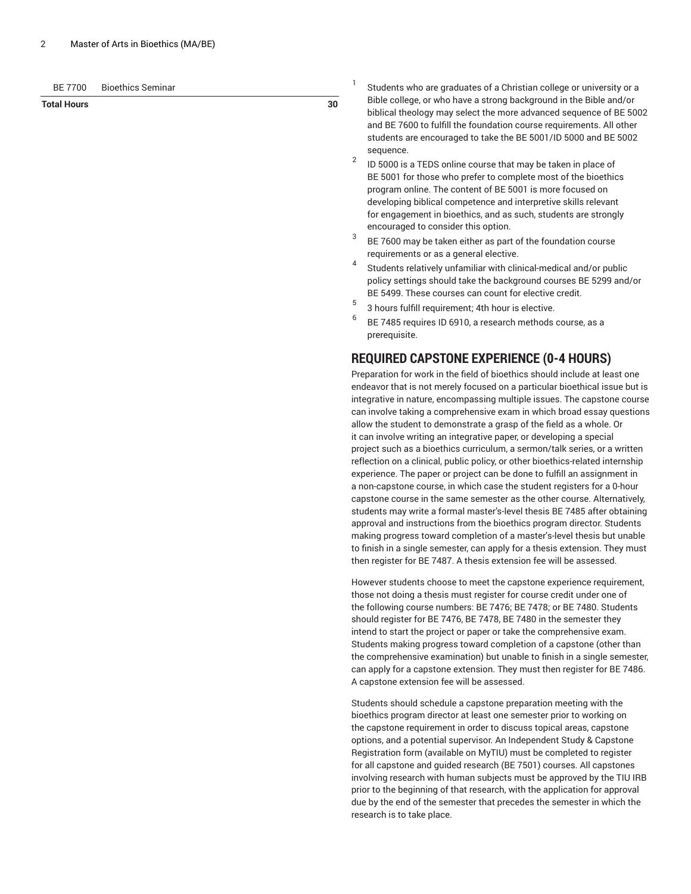| | | |
|---|---|---|
| BE 7700 | Bioethics Seminar | |
| **Total Hours** | | **30** |

[1] Students who are graduates of a Christian college or university or a Bible college, or who have a strong background in the Bible and/or biblical theology may select the more advanced sequence of BE 5002 and BE 7600 to fulfill the foundation course requirements. All other students are encouraged to take the BE 5001/ID 5000 and BE 5002 sequence.

[2] ID 5000 is a TEDS online course that may be taken in place of BE 5001 for those who prefer to complete most of the bioethics program online. The content of BE 5001 is more focused on developing biblical competence and interpretive skills relevant for engagement in bioethics, and as such, students are strongly encouraged to consider this option.

[3] BE 7600 may be taken either as part of the foundation course requirements or as a general elective.

[4] Students relatively unfamiliar with clinical-medical and/or public policy settings should take the background courses BE 5299 and/or BE 5499. These courses can count for elective credit.

[5] 3 hours fulfill requirement; 4th hour is elective.

[6] BE 7485 requires ID 6910, a research methods course, as a prerequisite.

## REQUIRED CAPSTONE EXPERIENCE (0-4 HOURS)

Preparation for work in the field of bioethics should include at least one endeavor that is not merely focused on a particular bioethical issue but is integrative in nature, encompassing multiple issues. The capstone course can involve taking a comprehensive exam in which broad essay questions allow the student to demonstrate a grasp of the field as a whole. Or it can involve writing an integrative paper, or developing a special project such as a bioethics curriculum, a sermon/talk series, or a written reflection on a clinical, public policy, or other bioethics-related internship experience. The paper or project can be done to fulfill an assignment in a non-capstone course, in which case the student registers for a 0-hour capstone course in the same semester as the other course. Alternatively, students may write a formal master's-level thesis BE 7485 after obtaining approval and instructions from the bioethics program director. Students making progress toward completion of a master's-level thesis but unable to finish in a single semester, can apply for a thesis extension. They must then register for BE 7487. A thesis extension fee will be assessed.

However students choose to meet the capstone experience requirement, those not doing a thesis must register for course credit under one of the following course numbers: BE 7476; BE 7478; or BE 7480. Students should register for BE 7476, BE 7478, BE 7480 in the semester they intend to start the project or paper or take the comprehensive exam. Students making progress toward completion of a capstone (other than the comprehensive examination) but unable to finish in a single semester, can apply for a capstone extension. They must then register for BE 7486. A capstone extension fee will be assessed.

Students should schedule a capstone preparation meeting with the bioethics program director at least one semester prior to working on the capstone requirement in order to discuss topical areas, capstone options, and a potential supervisor. An Independent Study & Capstone Registration form (available on MyTIU) must be completed to register for all capstone and guided research (BE 7501) courses. All capstones involving research with human subjects must be approved by the TIU IRB prior to the beginning of that research, with the application for approval due by the end of the semester that precedes the semester in which the research is to take place.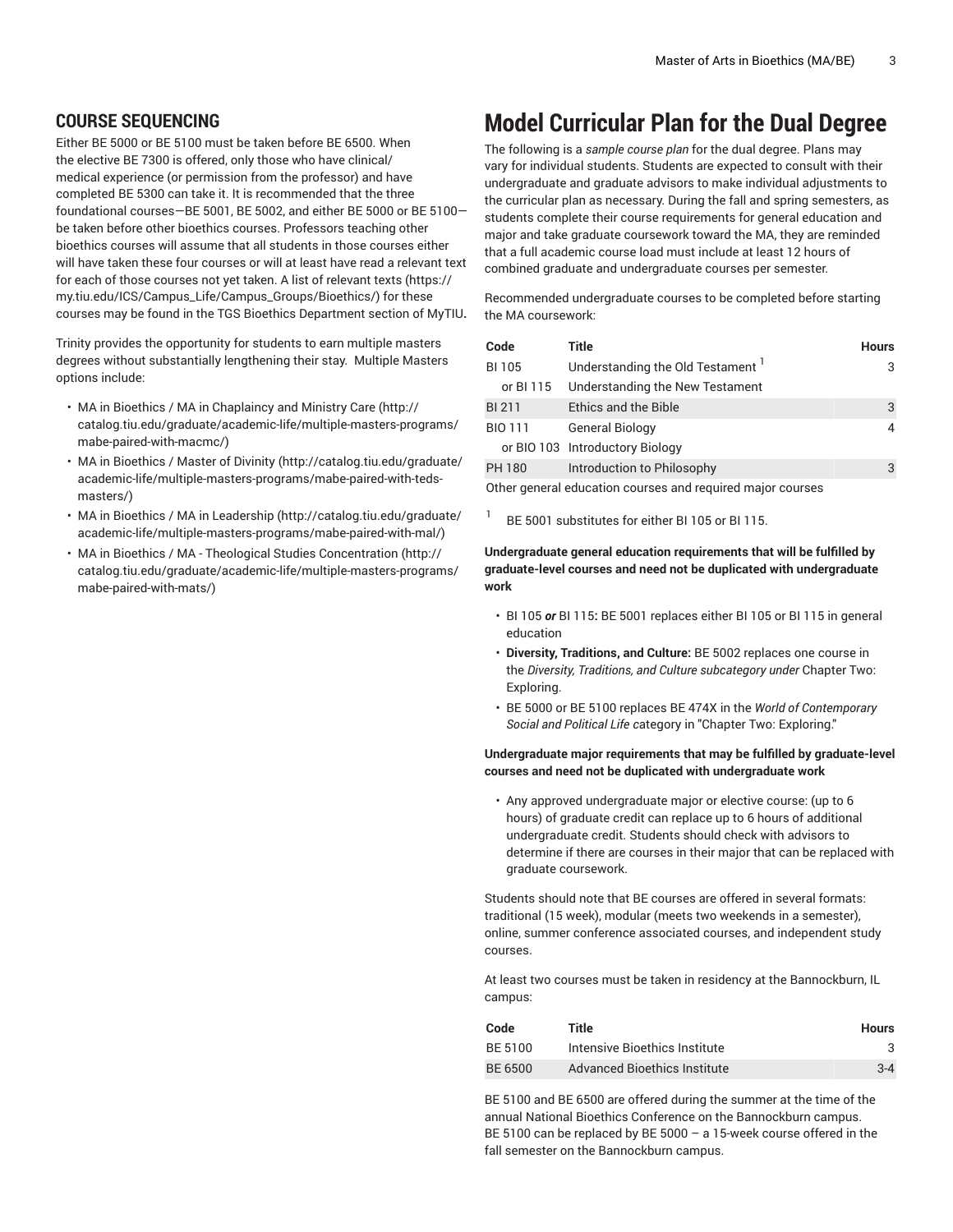## COURSE SEQUENCING

Either BE 5000 or BE 5100 must be taken before BE 6500. When the elective BE 7300 is offered, only those who have clinical/medical experience (or permission from the professor) and have completed BE 5300 can take it. It is recommended that the three foundational courses—BE 5001, BE 5002, and either BE 5000 or BE 5100—be taken before other bioethics courses. Professors teaching other bioethics courses will assume that all students in those courses either will have taken these four courses or will at least have read a relevant text for each of those courses not yet taken. A list of relevant texts (https://my.tiu.edu/ICS/Campus_Life/Campus_Groups/Bioethics/) for these courses may be found in the TGS Bioethics Department section of MyTIU**.**

Trinity provides the opportunity for students to earn multiple masters degrees without substantially lengthening their stay. Multiple Masters options include:

- MA in Bioethics / MA in Chaplaincy and Ministry Care (http://catalog.tiu.edu/graduate/academic-life/multiple-masters-programs/mabe-paired-with-macmc/)
- MA in Bioethics / Master of Divinity (http://catalog.tiu.edu/graduate/academic-life/multiple-masters-programs/mabe-paired-with-teds-masters/)
- MA in Bioethics / MA in Leadership (http://catalog.tiu.edu/graduate/academic-life/multiple-masters-programs/mabe-paired-with-mal/)
- MA in Bioethics / MA - Theological Studies Concentration (http://catalog.tiu.edu/graduate/academic-life/multiple-masters-programs/mabe-paired-with-mats/)

# Model Curricular Plan for the Dual Degree

The following is a *sample course plan* for the dual degree. Plans may vary for individual students. Students are expected to consult with their undergraduate and graduate advisors to make individual adjustments to the curricular plan as necessary. During the fall and spring semesters, as students complete their course requirements for general education and major and take graduate coursework toward the MA, they are reminded that a full academic course load must include at least 12 hours of combined graduate and undergraduate courses per semester.

Recommended undergraduate courses to be completed before starting the MA coursework:

| Code | Title | Hours |
|---|---|---|
| BI 105 | Understanding the Old Testament [1] | 3 |
| or BI 115 | Understanding the New Testament | |
| BI 211 | Ethics and the Bible | 3 |
| BIO 111 | General Biology | 4 |
| or BIO 103 | Introductory Biology | |
| PH 180 | Introduction to Philosophy | 3 |
| Other general education courses and required major courses | | |

[1] BE 5001 substitutes for either BI 105 or BI 115.

**Undergraduate general education requirements that will be fulfilled by graduate-level courses and need not be duplicated with undergraduate work**

- BI 105 ***or*** BI 115**:** BE 5001 replaces either BI 105 or BI 115 in general education
- **Diversity, Traditions, and Culture:** BE 5002 replaces one course in the *Diversity, Traditions, and Culture subcategory under* Chapter Two: Exploring.
- BE 5000 or BE 5100 replaces BE 474X in the *World of Contemporary Social and Political Life c*ategory in "Chapter Two: Exploring."

**Undergraduate major requirements that may be fulfilled by graduate-level courses and need not be duplicated with undergraduate work**

- Any approved undergraduate major or elective course: (up to 6 hours) of graduate credit can replace up to 6 hours of additional undergraduate credit. Students should check with advisors to determine if there are courses in their major that can be replaced with graduate coursework.

Students should note that BE courses are offered in several formats: traditional (15 week), modular (meets two weekends in a semester), online, summer conference associated courses, and independent study courses.

At least two courses must be taken in residency at the Bannockburn, IL campus:

| Code | Title | Hours |
|---|---|---|
| BE 5100 | Intensive Bioethics Institute | 3 |
| BE 6500 | Advanced Bioethics Institute | 3-4 |

BE 5100 and BE 6500 are offered during the summer at the time of the annual National Bioethics Conference on the Bannockburn campus. BE 5100 can be replaced by BE 5000 – a 15-week course offered in the fall semester on the Bannockburn campus.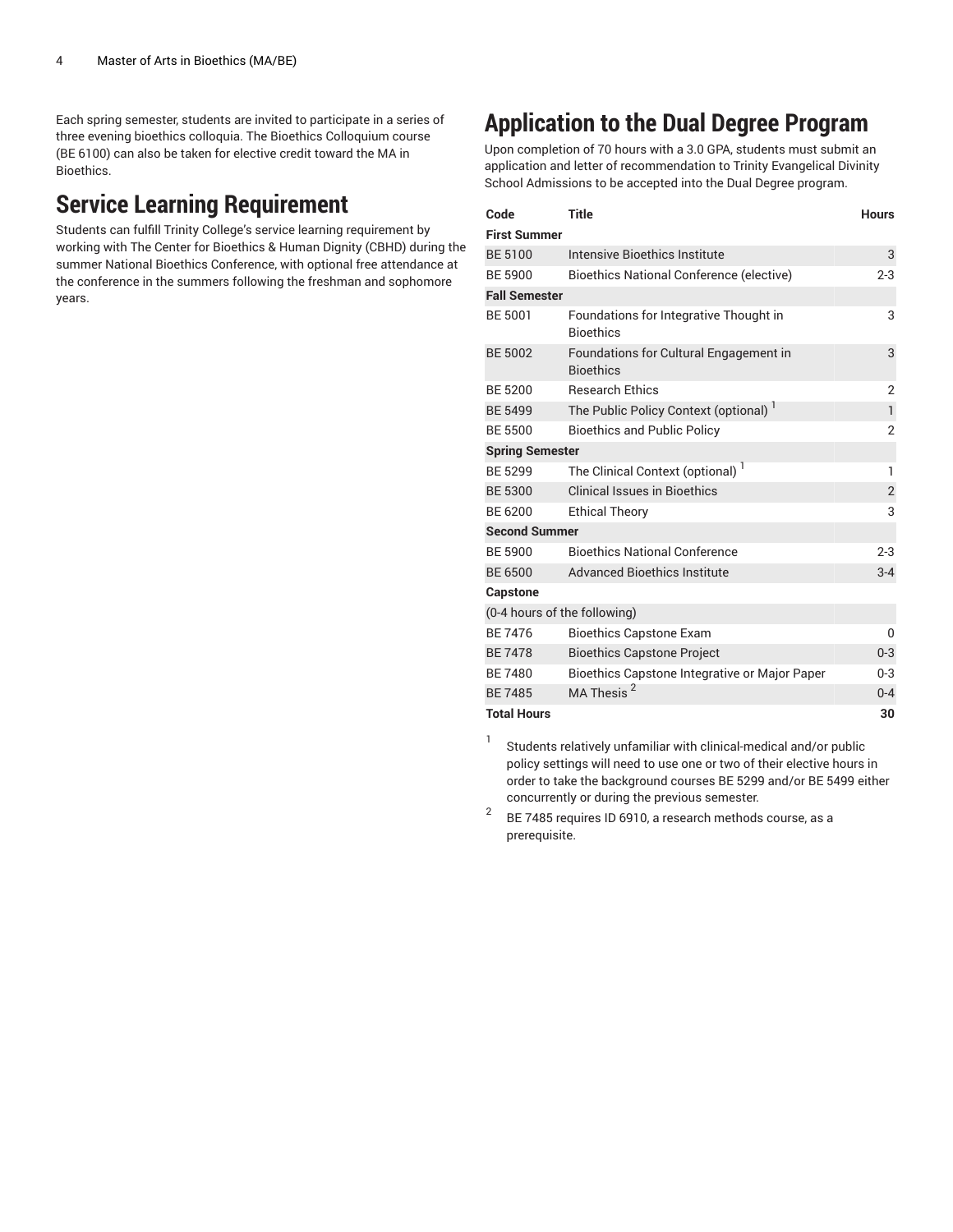Each spring semester, students are invited to participate in a series of three evening bioethics colloquia. The Bioethics Colloquium course (BE 6100) can also be taken for elective credit toward the MA in Bioethics.

## Service Learning Requirement

Students can fulfill Trinity College's service learning requirement by working with The Center for Bioethics & Human Dignity (CBHD) during the summer National Bioethics Conference, with optional free attendance at the conference in the summers following the freshman and sophomore years.

## Application to the Dual Degree Program

Upon completion of 70 hours with a 3.0 GPA, students must submit an application and letter of recommendation to Trinity Evangelical Divinity School Admissions to be accepted into the Dual Degree program.

| Code | Title | Hours |
|---|---|---|
| **First Summer** | | |
| BE 5100 | Intensive Bioethics Institute | 3 |
| BE 5900 | Bioethics National Conference (elective) | 2-3 |
| **Fall Semester** | | |
| BE 5001 | Foundations for Integrative Thought in Bioethics | 3 |
| BE 5002 | Foundations for Cultural Engagement in Bioethics | 3 |
| BE 5200 | Research Ethics | 2 |
| BE 5499 | The Public Policy Context (optional) [1] | 1 |
| BE 5500 | Bioethics and Public Policy | 2 |
| **Spring Semester** | | |
| BE 5299 | The Clinical Context (optional) [1] | 1 |
| BE 5300 | Clinical Issues in Bioethics | 2 |
| BE 6200 | Ethical Theory | 3 |
| **Second Summer** | | |
| BE 5900 | Bioethics National Conference | 2-3 |
| BE 6500 | Advanced Bioethics Institute | 3-4 |
| **Capstone** | | |
| (0-4 hours of the following) | | |
| BE 7476 | Bioethics Capstone Exam | 0 |
| BE 7478 | Bioethics Capstone Project | 0-3 |
| BE 7480 | Bioethics Capstone Integrative or Major Paper | 0-3 |
| BE 7485 | MA Thesis [2] | 0-4 |
| **Total Hours** | | **30** |

1. Students relatively unfamiliar with clinical-medical and/or public policy settings will need to use one or two of their elective hours in order to take the background courses BE 5299 and/or BE 5499 either concurrently or during the previous semester.
2. BE 7485 requires ID 6910, a research methods course, as a prerequisite.